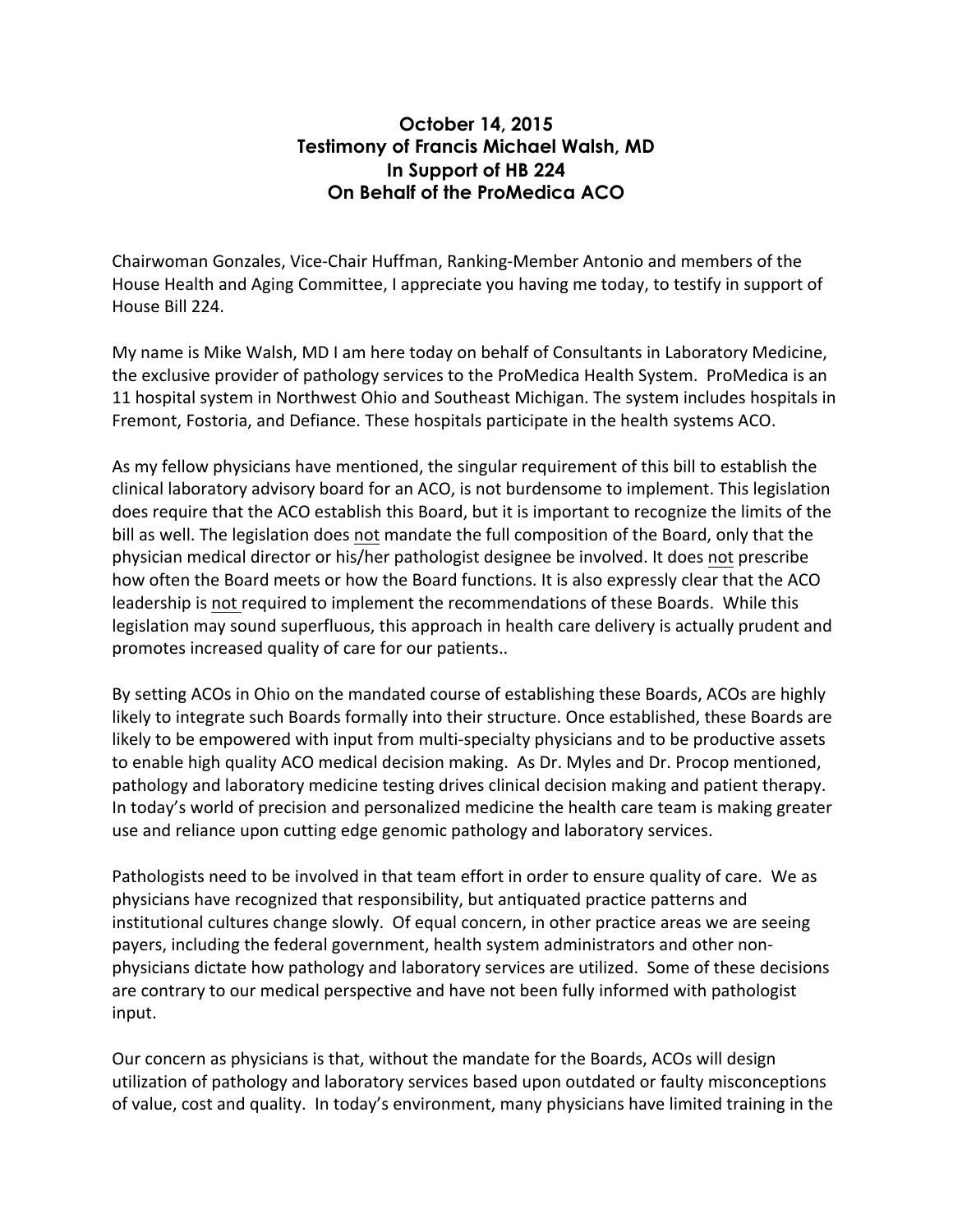**October 14, 2015**
**Testimony of Francis Michael Walsh, MD**
**In Support of HB 224**
**On Behalf of the ProMedica ACO**

Chairwoman Gonzales, Vice-Chair Huffman, Ranking-Member Antonio and members of the House Health and Aging Committee, I appreciate you having me today, to testify in support of House Bill 224.

My name is Mike Walsh, MD I am here today on behalf of Consultants in Laboratory Medicine, the exclusive provider of pathology services to the ProMedica Health System. ProMedica is an 11 hospital system in Northwest Ohio and Southeast Michigan. The system includes hospitals in Fremont, Fostoria, and Defiance. These hospitals participate in the health systems ACO.

As my fellow physicians have mentioned, the singular requirement of this bill to establish the clinical laboratory advisory board for an ACO, is not burdensome to implement. This legislation does require that the ACO establish this Board, but it is important to recognize the limits of the bill as well. The legislation does <u>not</u> mandate the full composition of the Board, only that the physician medical director or his/her pathologist designee be involved. It does <u>not</u> prescribe how often the Board meets or how the Board functions. It is also expressly clear that the ACO leadership is <u>not</u> required to implement the recommendations of these Boards. While this legislation may sound superfluous, this approach in health care delivery is actually prudent and promotes increased quality of care for our patients..

By setting ACOs in Ohio on the mandated course of establishing these Boards, ACOs are highly likely to integrate such Boards formally into their structure. Once established, these Boards are likely to be empowered with input from multi-specialty physicians and to be productive assets to enable high quality ACO medical decision making. As Dr. Myles and Dr. Procop mentioned, pathology and laboratory medicine testing drives clinical decision making and patient therapy. In today's world of precision and personalized medicine the health care team is making greater use and reliance upon cutting edge genomic pathology and laboratory services.

Pathologists need to be involved in that team effort in order to ensure quality of care. We as physicians have recognized that responsibility, but antiquated practice patterns and institutional cultures change slowly. Of equal concern, in other practice areas we are seeing payers, including the federal government, health system administrators and other non-physicians dictate how pathology and laboratory services are utilized. Some of these decisions are contrary to our medical perspective and have not been fully informed with pathologist input.

Our concern as physicians is that, without the mandate for the Boards, ACOs will design utilization of pathology and laboratory services based upon outdated or faulty misconceptions of value, cost and quality. In today's environment, many physicians have limited training in the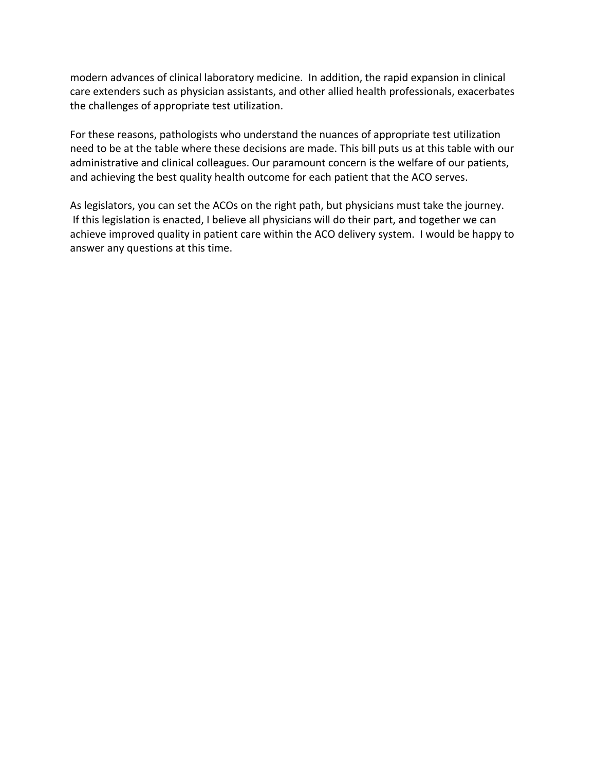modern advances of clinical laboratory medicine. In addition, the rapid expansion in clinical care extenders such as physician assistants, and other allied health professionals, exacerbates the challenges of appropriate test utilization.

For these reasons, pathologists who understand the nuances of appropriate test utilization need to be at the table where these decisions are made. This bill puts us at this table with our administrative and clinical colleagues. Our paramount concern is the welfare of our patients, and achieving the best quality health outcome for each patient that the ACO serves.

As legislators, you can set the ACOs on the right path, but physicians must take the journey. If this legislation is enacted, I believe all physicians will do their part, and together we can achieve improved quality in patient care within the ACO delivery system. I would be happy to answer any questions at this time.